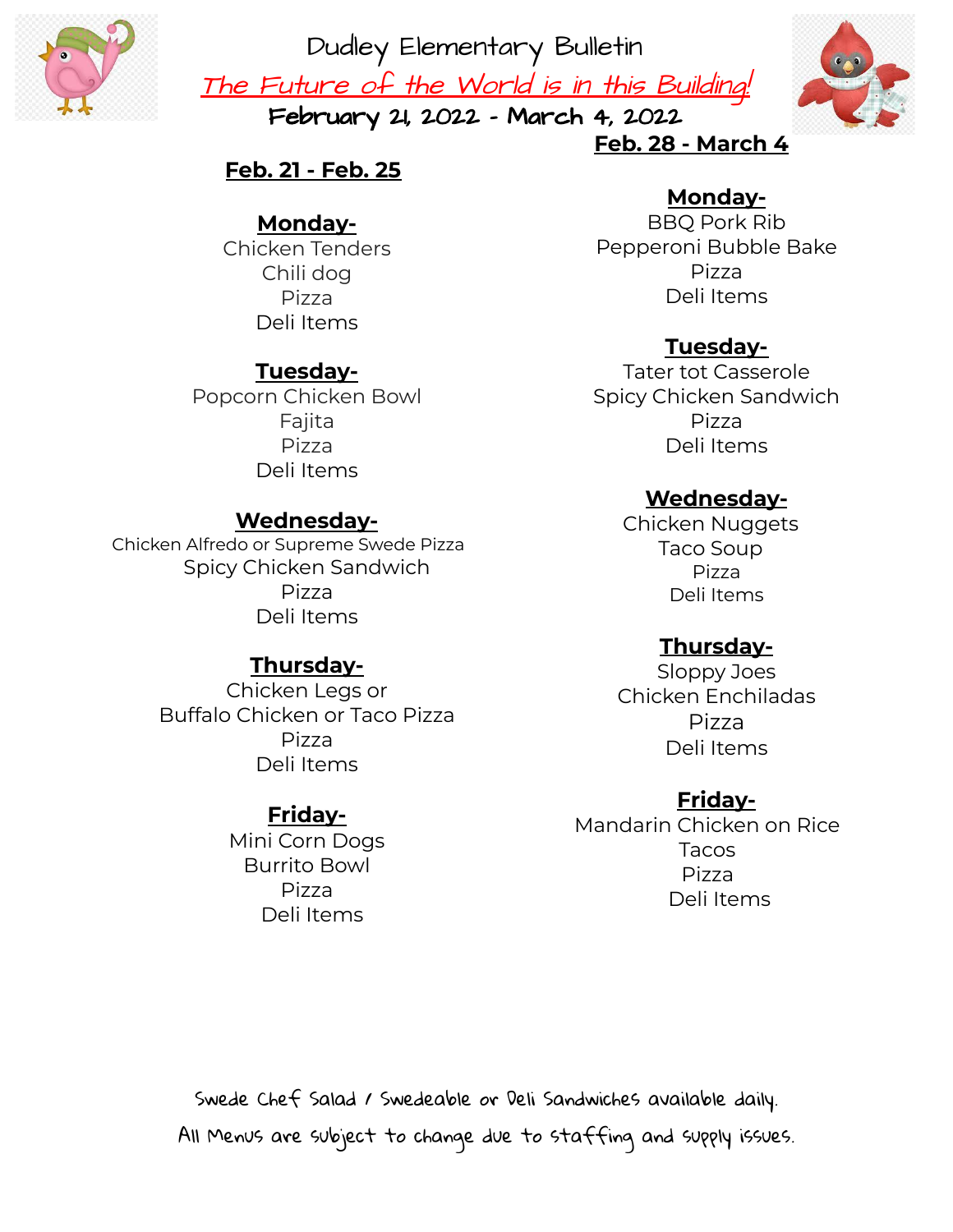# Dudley Elementary Bulletin

*The Future of the World is in this Building!*

**February 21, 2022 - March 4, 2022**

## Feb. 21 - Feb. 25

**Monday-**
Chicken Tenders
Chili dog
Pizza
Deli Items

**Tuesday-**
Popcorn Chicken Bowl
Fajita
Pizza
Deli Items

**Wednesday-**
Chicken Alfredo or Supreme Swede Pizza
Spicy Chicken Sandwich
Pizza
Deli Items

**Thursday-**
Chicken Legs or
Buffalo Chicken or Taco Pizza
Pizza
Deli Items

**Friday-**
Mini Corn Dogs
Burrito Bowl
Pizza
Deli Items

## Feb. 28 - March 4

**Monday-**
BBQ Pork Rib
Pepperoni Bubble Bake
Pizza
Deli Items

**Tuesday-**
Tater tot Casserole
Spicy Chicken Sandwich
Pizza
Deli Items

**Wednesday-**
Chicken Nuggets
Taco Soup
Pizza
Deli Items

**Thursday-**
Sloppy Joes
Chicken Enchiladas
Pizza
Deli Items

**Friday-**
Mandarin Chicken on Rice
Tacos
Pizza
Deli Items

Swede Chef Salad / Swedeable or Deli Sandwiches available daily.

All Menus are subject to change due to staffing and supply issues.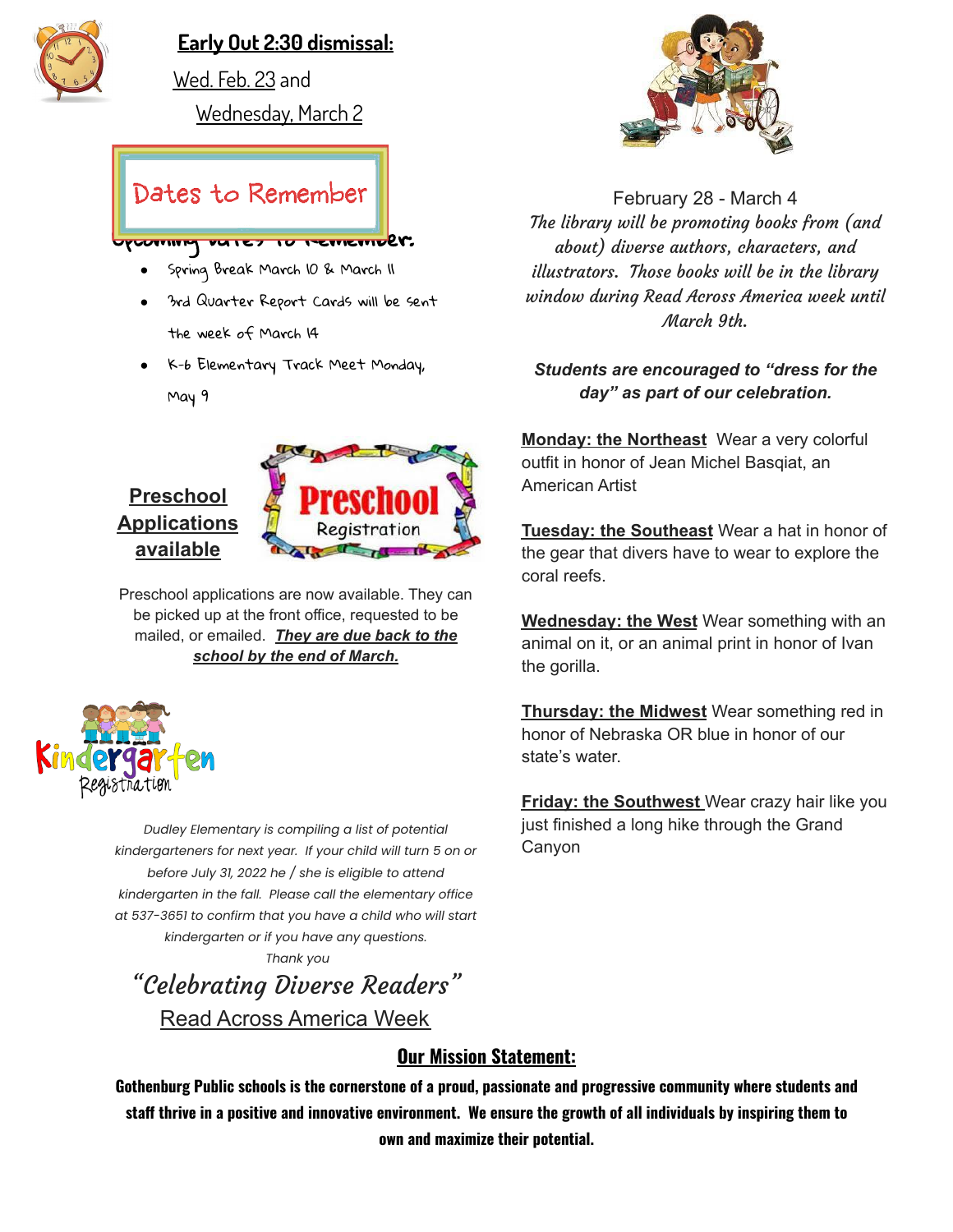## Early Out 2:30 dismissal:

Wed. Feb. 23 and

Wednesday, March 2

## Dates to Remember

Upcoming Dates to Remember:

- Spring Break March 10 & March 11
- 3rd Quarter Report Cards will be sent the week of March 14
- K-6 Elementary Track Meet Monday, May 9

## Preschool Applications available

Preschool Registration

Preschool applications are now available. They can be picked up at the front office, requested to be mailed, or emailed. ***They are due back to the school by the end of March.***

## Kindergarten Registration

*Dudley Elementary is compiling a list of potential kindergarteners for next year. If your child will turn 5 on or before July 31, 2022 he / she is eligible to attend kindergarten in the fall. Please call the elementary office at 537-3651 to confirm that you have a child who will start kindergarten or if you have any questions.*

*Thank you*

## *"Celebrating Diverse Readers"*

### Read Across America Week

February 28 - March 4

*The library will be promoting books from (and about) diverse authors, characters, and illustrators. Those books will be in the library window during Read Across America week until March 9th.*

***Students are encouraged to "dress for the day" as part of our celebration.***

**Monday: the Northeast** Wear a very colorful outfit in honor of Jean Michel Basqiat, an American Artist

**Tuesday: the Southeast** Wear a hat in honor of the gear that divers have to wear to explore the coral reefs.

**Wednesday: the West** Wear something with an animal on it, or an animal print in honor of Ivan the gorilla.

**Thursday: the Midwest** Wear something red in honor of Nebraska OR blue in honor of our state's water.

**Friday: the Southwest** Wear crazy hair like you just finished a long hike through the Grand Canyon

## Our Mission Statement:

**Gothenburg Public schools is the cornerstone of a proud, passionate and progressive community where students and staff thrive in a positive and innovative environment. We ensure the growth of all individuals by inspiring them to own and maximize their potential.**